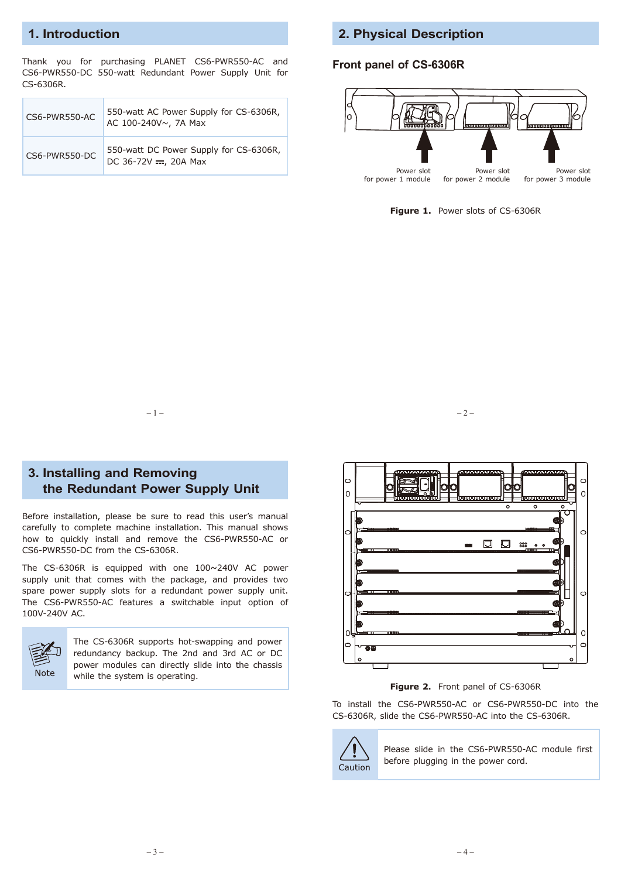## 1. Introduction

Thank you for purchasing PLANET CS6-PWR550-AC and CS6-PWR550-DC 550-watt Redundant Power Supply Unit for CS-6306R.

| | |
|---|---|
| CS6-PWR550-AC | 550-watt AC Power Supply for CS-6306R, AC 100-240V~, 7A Max |
| CS6-PWR550-DC | 550-watt DC Power Supply for CS-6306R, DC 36-72V ⎓, 20A Max |

## 2. Physical Description

### Front panel of CS-6306R

Power slot for power 1 module

Power slot for power 2 module

Power slot for power 3 module

**Figure 1.** Power slots of CS-6306R

## 3. Installing and Removing the Redundant Power Supply Unit

Before installation, please be sure to read this user's manual carefully to complete machine installation. This manual shows how to quickly install and remove the CS6-PWR550-AC or CS6-PWR550-DC from the CS-6306R.

The CS-6306R is equipped with one 100~240V AC power supply unit that comes with the package, and provides two spare power supply slots for a redundant power supply unit. The CS6-PWR550-AC features a switchable input option of 100V-240V AC.

| Note | The CS-6306R supports hot-swapping and power redundancy backup. The 2nd and 3rd AC or DC power modules can directly slide into the chassis while the system is operating. |
|---|---|

**Figure 2.** Front panel of CS-6306R

To install the CS6-PWR550-AC or CS6-PWR550-DC into the CS-6306R, slide the CS6-PWR550-AC into the CS-6306R.

| Caution | Please slide in the CS6-PWR550-AC module first before plugging in the power cord. |
|---|---|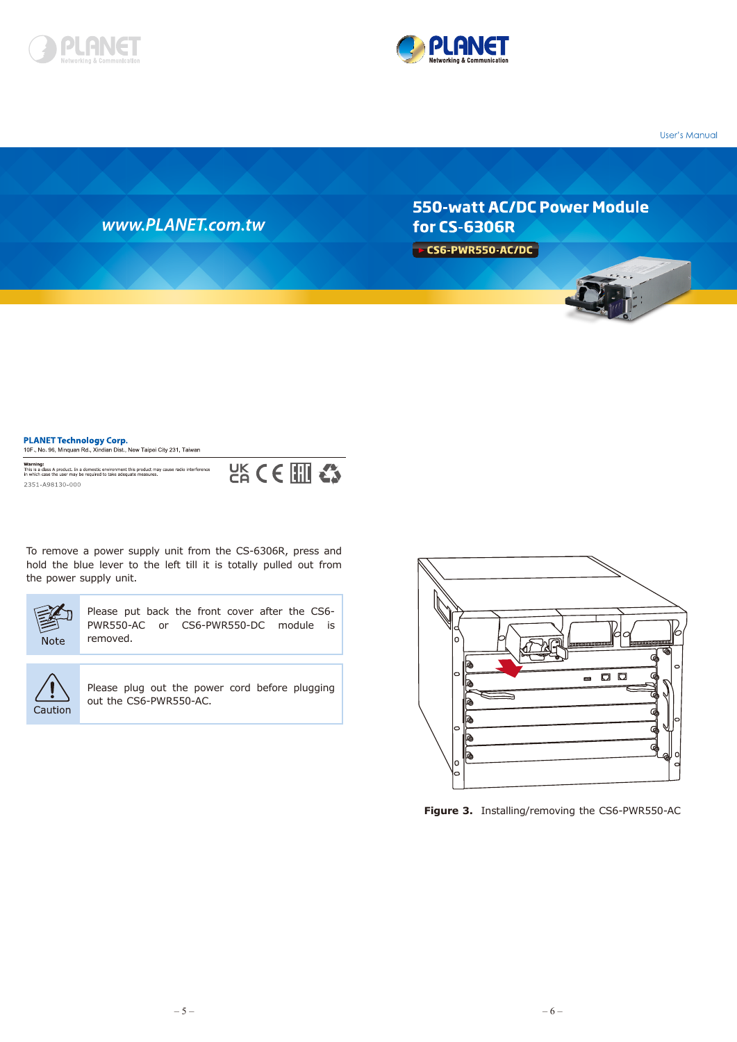User's Manual

www.PLANET.com.tw

# 550-watt AC/DC Power Module for CS-6306R

CS6-PWR550-AC/DC

**PLANET Technology Corp.**
10F., No. 96, Minquan Rd., Xindian Dist., New Taipei City 231, Taiwan

**Warning:**
This is a class A product. In a domestic environment this product may cause radio interference in which case the user may be required to take adequate measures.

2351-A98130-000

To remove a power supply unit from the CS-6306R, press and hold the blue lever to the left till it is totally pulled out from the power supply unit.

| | |
|---|---|
| Note | Please put back the front cover after the CS6-PWR550-AC or CS6-PWR550-DC module is removed. |

| | |
|---|---|
| Caution | Please plug out the power cord before plugging out the CS6-PWR550-AC. |

**Figure 3.** Installing/removing the CS6-PWR550-AC